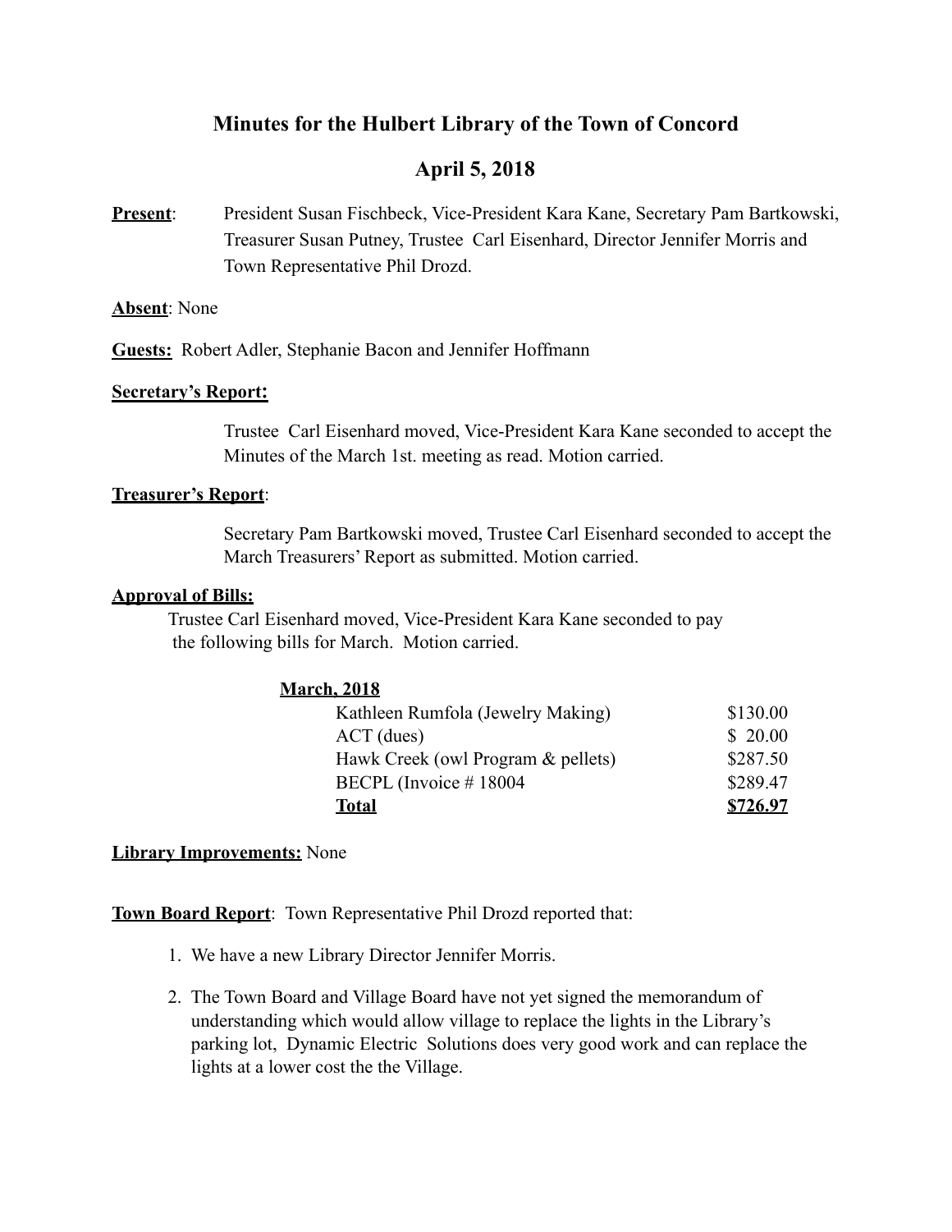# Minutes for the Hulbert Library of the Town of Concord

## April 5, 2018

**Present**: President Susan Fischbeck, Vice-President Kara Kane, Secretary Pam Bartkowski, Treasurer Susan Putney, Trustee Carl Eisenhard, Director Jennifer Morris and Town Representative Phil Drozd.

**Absent**: None

**Guests:** Robert Adler, Stephanie Bacon and Jennifer Hoffmann

**Secretary's Report:**

Trustee Carl Eisenhard moved, Vice-President Kara Kane seconded to accept the Minutes of the March 1st. meeting as read. Motion carried.

**Treasurer's Report**:

Secretary Pam Bartkowski moved, Trustee Carl Eisenhard seconded to accept the March Treasurers' Report as submitted. Motion carried.

**Approval of Bills:**

Trustee Carl Eisenhard moved, Vice-President Kara Kane seconded to pay the following bills for March. Motion carried.

**March, 2018**

| | |
|---|---|
| Kathleen Rumfola (Jewelry Making) | $130.00 |
| ACT (dues) | $ 20.00 |
| Hawk Creek (owl Program & pellets) | $287.50 |
| BECPL (Invoice # 18004 | $289.47 |
| **Total** | **$726.97** |

**Library Improvements:** None

**Town Board Report**: Town Representative Phil Drozd reported that:

1. We have a new Library Director Jennifer Morris.
2. The Town Board and Village Board have not yet signed the memorandum of understanding which would allow village to replace the lights in the Library's parking lot, Dynamic Electric Solutions does very good work and can replace the lights at a lower cost the the Village.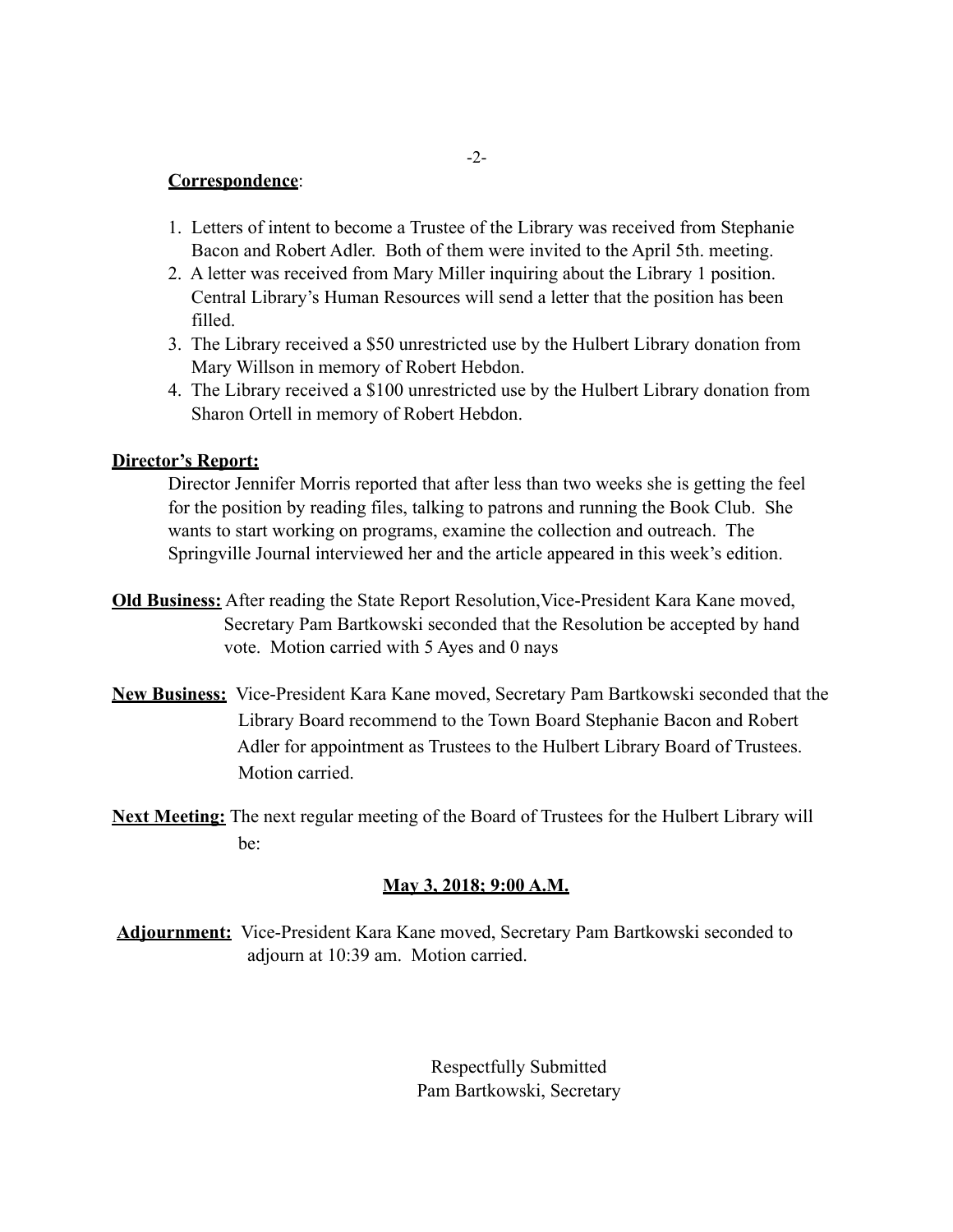**Correspondence**:

1. Letters of intent to become a Trustee of the Library was received from Stephanie Bacon and Robert Adler. Both of them were invited to the April 5th. meeting.
2. A letter was received from Mary Miller inquiring about the Library 1 position. Central Library's Human Resources will send a letter that the position has been filled.
3. The Library received a $50 unrestricted use by the Hulbert Library donation from Mary Willson in memory of Robert Hebdon.
4. The Library received a $100 unrestricted use by the Hulbert Library donation from Sharon Ortell in memory of Robert Hebdon.

**Director's Report:**

Director Jennifer Morris reported that after less than two weeks she is getting the feel for the position by reading files, talking to patrons and running the Book Club. She wants to start working on programs, examine the collection and outreach. The Springville Journal interviewed her and the article appeared in this week's edition.

**Old Business:** After reading the State Report Resolution,Vice-President Kara Kane moved, Secretary Pam Bartkowski seconded that the Resolution be accepted by hand vote. Motion carried with 5 Ayes and 0 nays

**New Business:** Vice-President Kara Kane moved, Secretary Pam Bartkowski seconded that the Library Board recommend to the Town Board Stephanie Bacon and Robert Adler for appointment as Trustees to the Hulbert Library Board of Trustees. Motion carried.

**Next Meeting:** The next regular meeting of the Board of Trustees for the Hulbert Library will be:

**May 3, 2018; 9:00 A.M.**

**Adjournment:** Vice-President Kara Kane moved, Secretary Pam Bartkowski seconded to adjourn at 10:39 am. Motion carried.

Respectfully Submitted
Pam Bartkowski, Secretary